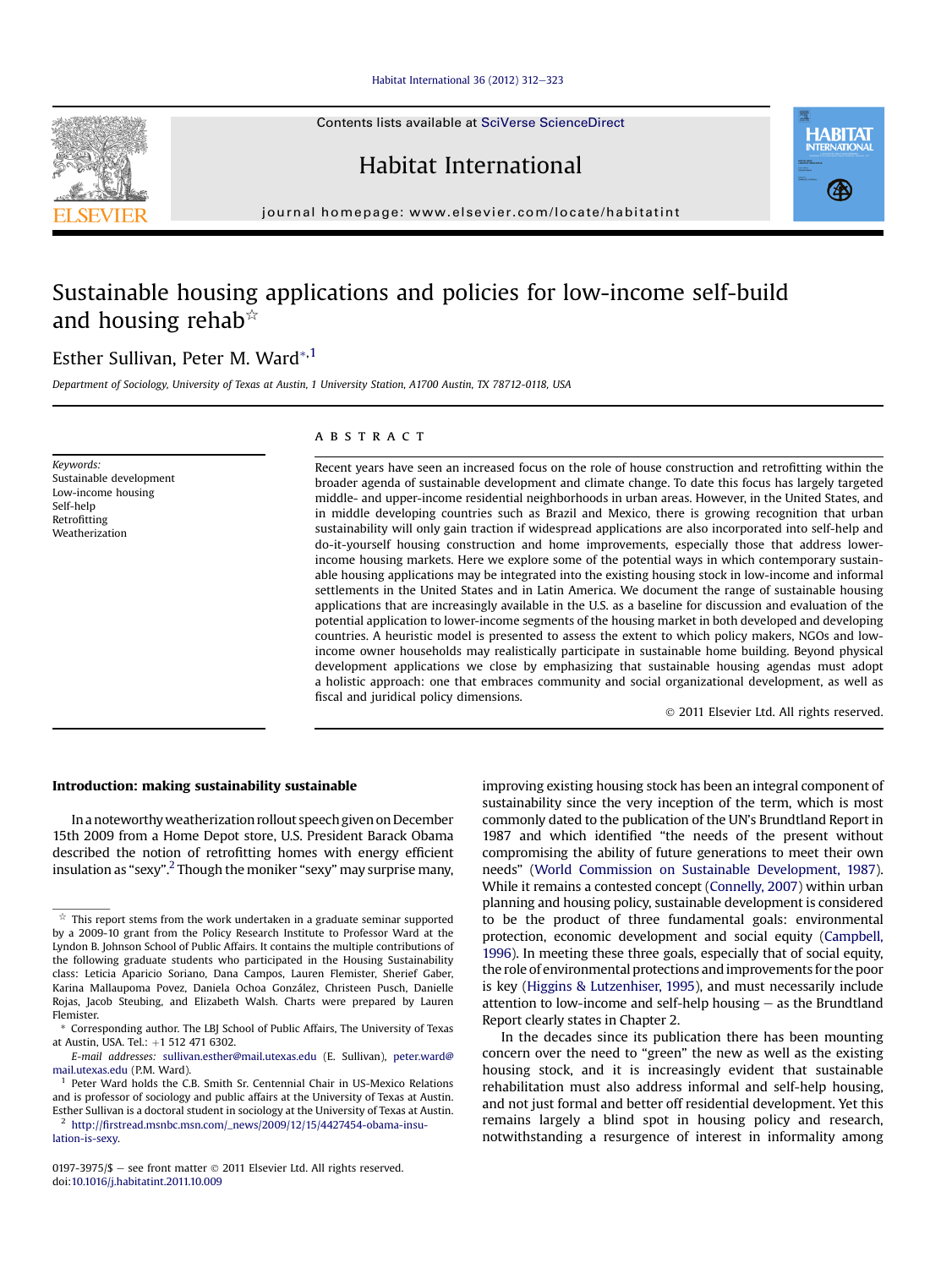# Sustainable housing applications and policies for low-income self-build and housing rehab[☆]

Esther Sullivan, Peter M. Ward[*,1]

*Department of Sociology, University of Texas at Austin, 1 University Station, A1700 Austin, TX 78712-0118, USA*

**Keywords:**
Sustainable development
Low-income housing
Self-help
Retrofitting
Weatherization

## ABSTRACT

Recent years have seen an increased focus on the role of house construction and retrofitting within the broader agenda of sustainable development and climate change. To date this focus has largely targeted middle- and upper-income residential neighborhoods in urban areas. However, in the United States, and in middle developing countries such as Brazil and Mexico, there is growing recognition that urban sustainability will only gain traction if widespread applications are also incorporated into self-help and do-it-yourself housing construction and home improvements, especially those that address lower-income housing markets. Here we explore some of the potential ways in which contemporary sustainable housing applications may be integrated into the existing housing stock in low-income and informal settlements in the United States and in Latin America. We document the range of sustainable housing applications that are increasingly available in the U.S. as a baseline for discussion and evaluation of the potential application to lower-income segments of the housing market in both developed and developing countries. A heuristic model is presented to assess the extent to which policy makers, NGOs and low-income owner households may realistically participate in sustainable home building. Beyond physical development applications we close by emphasizing that sustainable housing agendas must adopt a holistic approach: one that embraces community and social organizational development, as well as fiscal and juridical policy dimensions.

© 2011 Elsevier Ltd. All rights reserved.

## Introduction: making sustainability sustainable

In a noteworthy weatherization rollout speech given on December 15th 2009 from a Home Depot store, U.S. President Barack Obama described the notion of retrofitting homes with energy efficient insulation as "sexy".[2] Though the moniker "sexy" may surprise many, improving existing housing stock has been an integral component of sustainability since the very inception of the term, which is most commonly dated to the publication of the UN's Brundtland Report in 1987 and which identified "the needs of the present without compromising the ability of future generations to meet their own needs" (World Commission on Sustainable Development, 1987). While it remains a contested concept (Connelly, 2007) within urban planning and housing policy, sustainable development is considered to be the product of three fundamental goals: environmental protection, economic development and social equity (Campbell, 1996). In meeting these three goals, especially that of social equity, the role of environmental protections and improvements for the poor is key (Higgins & Lutzenhiser, 1995), and must necessarily include attention to low-income and self-help housing – as the Brundtland Report clearly states in Chapter 2.

In the decades since its publication there has been mounting concern over the need to "green" the new as well as the existing housing stock, and it is increasingly evident that sustainable rehabilitation must also address informal and self-help housing, and not just formal and better off residential development. Yet this remains largely a blind spot in housing policy and research, notwithstanding a resurgence of interest in informality among

---

[☆] This report stems from the work undertaken in a graduate seminar supported by a 2009-10 grant from the Policy Research Institute to Professor Ward at the Lyndon B. Johnson School of Public Affairs. It contains the multiple contributions of the following graduate students who participated in the Housing Sustainability class: Leticia Aparicio Soriano, Dana Campos, Lauren Flemister, Sherief Gaber, Karina Mallaupoma Povez, Daniela Ochoa González, Christeen Pusch, Danielle Rojas, Jacob Steubing, and Elizabeth Walsh. Charts were prepared by Lauren Flemister.

[*] Corresponding author. The LBJ School of Public Affairs, The University of Texas at Austin, USA. Tel.: +1 512 471 6302.

*E-mail addresses:* sullivan.esther@mail.utexas.edu (E. Sullivan), peter.ward@mail.utexas.edu (P.M. Ward).

[1] Peter Ward holds the C.B. Smith Sr. Centennial Chair in US-Mexico Relations and is professor of sociology and public affairs at the University of Texas at Austin. Esther Sullivan is a doctoral student in sociology at the University of Texas at Austin.

[2] http://firstread.msnbc.msn.com/_news/2009/12/15/4427454-obama-insulation-is-sexy.

0197-3975/$ – see front matter © 2011 Elsevier Ltd. All rights reserved.
doi:10.1016/j.habitatint.2011.10.009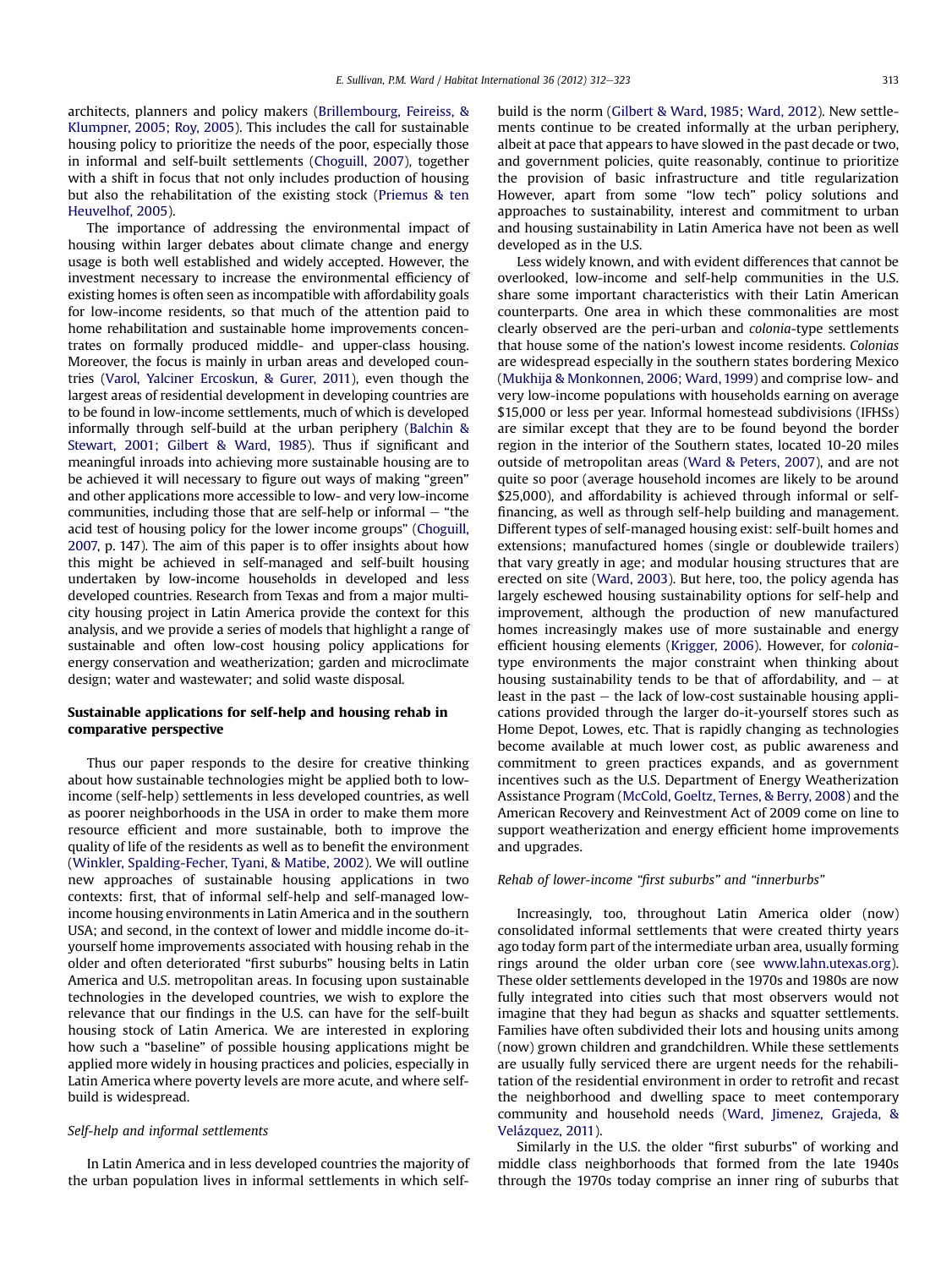architects, planners and policy makers (Brillembourg, Feireiss, & Klumpner, 2005; Roy, 2005). This includes the call for sustainable housing policy to prioritize the needs of the poor, especially those in informal and self-built settlements (Choguill, 2007), together with a shift in focus that not only includes production of housing but also the rehabilitation of the existing stock (Priemus & ten Heuvelhof, 2005).

The importance of addressing the environmental impact of housing within larger debates about climate change and energy usage is both well established and widely accepted. However, the investment necessary to increase the environmental efficiency of existing homes is often seen as incompatible with affordability goals for low-income residents, so that much of the attention paid to home rehabilitation and sustainable home improvements concentrates on formally produced middle- and upper-class housing. Moreover, the focus is mainly in urban areas and developed countries (Varol, Yalciner Ercoskun, & Gurer, 2011), even though the largest areas of residential development in developing countries are to be found in low-income settlements, much of which is developed informally through self-build at the urban periphery (Balchin & Stewart, 2001; Gilbert & Ward, 1985). Thus if significant and meaningful inroads into achieving more sustainable housing are to be achieved it will necessary to figure out ways of making "green" and other applications more accessible to low- and very low-income communities, including those that are self-help or informal – "the acid test of housing policy for the lower income groups" (Choguill, 2007, p. 147). The aim of this paper is to offer insights about how this might be achieved in self-managed and self-built housing undertaken by low-income households in developed and less developed countries. Research from Texas and from a major multi-city housing project in Latin America provide the context for this analysis, and we provide a series of models that highlight a range of sustainable and often low-cost housing policy applications for energy conservation and weatherization; garden and microclimate design; water and wastewater; and solid waste disposal.

## Sustainable applications for self-help and housing rehab in comparative perspective

Thus our paper responds to the desire for creative thinking about how sustainable technologies might be applied both to low-income (self-help) settlements in less developed countries, as well as poorer neighborhoods in the USA in order to make them more resource efficient and more sustainable, both to improve the quality of life of the residents as well as to benefit the environment (Winkler, Spalding-Fecher, Tyani, & Matibe, 2002). We will outline new approaches of sustainable housing applications in two contexts: first, that of informal self-help and self-managed low-income housing environments in Latin America and in the southern USA; and second, in the context of lower and middle income do-it-yourself home improvements associated with housing rehab in the older and often deteriorated "first suburbs" housing belts in Latin America and U.S. metropolitan areas. In focusing upon sustainable technologies in the developed countries, we wish to explore the relevance that our findings in the U.S. can have for the self-built housing stock of Latin America. We are interested in exploring how such a "baseline" of possible housing applications might be applied more widely in housing practices and policies, especially in Latin America where poverty levels are more acute, and where self-build is widespread.

### *Self-help and informal settlements*

In Latin America and in less developed countries the majority of the urban population lives in informal settlements in which self-build is the norm (Gilbert & Ward, 1985; Ward, 2012). New settlements continue to be created informally at the urban periphery, albeit at pace that appears to have slowed in the past decade or two, and government policies, quite reasonably, continue to prioritize the provision of basic infrastructure and title regularization However, apart from some "low tech" policy solutions and approaches to sustainability, interest and commitment to urban and housing sustainability in Latin America have not been as well developed as in the U.S.

Less widely known, and with evident differences that cannot be overlooked, low-income and self-help communities in the U.S. share some important characteristics with their Latin American counterparts. One area in which these commonalities are most clearly observed are the peri-urban and *colonia*-type settlements that house some of the nation's lowest income residents. *Colonias* are widespread especially in the southern states bordering Mexico (Mukhija & Monkonnen, 2006; Ward, 1999) and comprise low- and very low-income populations with households earning on average $15,000 or less per year. Informal homestead subdivisions (IFHSs) are similar except that they are to be found beyond the border region in the interior of the Southern states, located 10-20 miles outside of metropolitan areas (Ward & Peters, 2007), and are not quite so poor (average household incomes are likely to be around $25,000), and affordability is achieved through informal or self-financing, as well as through self-help building and management. Different types of self-managed housing exist: self-built homes and extensions; manufactured homes (single or doublewide trailers) that vary greatly in age; and modular housing structures that are erected on site (Ward, 2003). But here, too, the policy agenda has largely eschewed housing sustainability options for self-help and improvement, although the production of new manufactured homes increasingly makes use of more sustainable and energy efficient housing elements (Krigger, 2006). However, for *colonia*-type environments the major constraint when thinking about housing sustainability tends to be that of affordability, and – at least in the past – the lack of low-cost sustainable housing applications provided through the larger do-it-yourself stores such as Home Depot, Lowes, etc. That is rapidly changing as technologies become available at much lower cost, as public awareness and commitment to green practices expands, and as government incentives such as the U.S. Department of Energy Weatherization Assistance Program (McCold, Goeltz, Ternes, & Berry, 2008) and the American Recovery and Reinvestment Act of 2009 come on line to support weatherization and energy efficient home improvements and upgrades.

### *Rehab of lower-income "first suburbs" and "innerburbs"*

Increasingly, too, throughout Latin America older (now) consolidated informal settlements that were created thirty years ago today form part of the intermediate urban area, usually forming rings around the older urban core (see www.lahn.utexas.org). These older settlements developed in the 1970s and 1980s are now fully integrated into cities such that most observers would not imagine that they had begun as shacks and squatter settlements. Families have often subdivided their lots and housing units among (now) grown children and grandchildren. While these settlements are usually fully serviced there are urgent needs for the rehabilitation of the residential environment in order to retrofit and recast the neighborhood and dwelling space to meet contemporary community and household needs (Ward, Jimenez, Grajeda, & Velázquez, 2011).

Similarly in the U.S. the older "first suburbs" of working and middle class neighborhoods that formed from the late 1940s through the 1970s today comprise an inner ring of suburbs that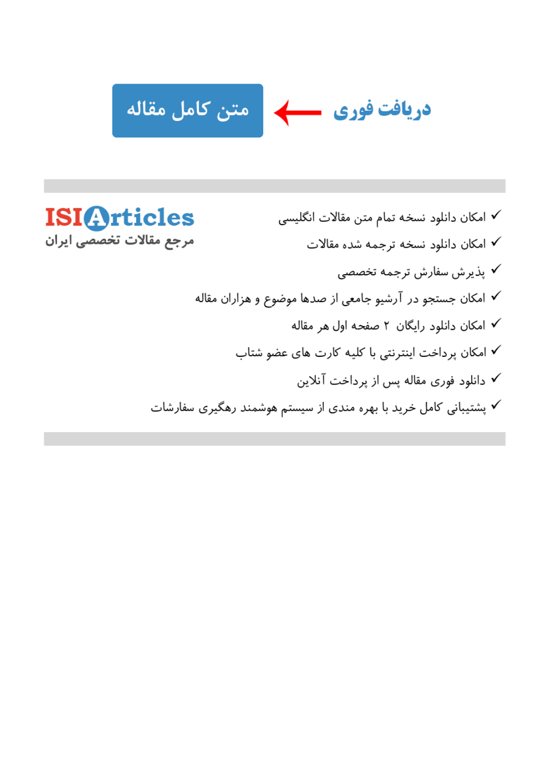دریافت فوری ← متن کامل مقاله

**ISIArticles**
مرجع مقالات تخصصی ایران

- ✓ امکان دانلود نسخه تمام متن مقالات انگلیسی
- ✓ امکان دانلود نسخه ترجمه شده مقالات
- ✓ پذیرش سفارش ترجمه تخصصی
- ✓ امکان جستجو در آرشیو جامعی از صدها موضوع و هزاران مقاله
- ✓ امکان دانلود رایگان ۲ صفحه اول هر مقاله
- ✓ امکان پرداخت اینترنتی با کلیه کارت های عضو شتاب
- ✓ دانلود فوری مقاله پس از پرداخت آنلاین
- ✓ پشتیبانی کامل خرید با بهره مندی از سیستم هوشمند رهگیری سفارشات